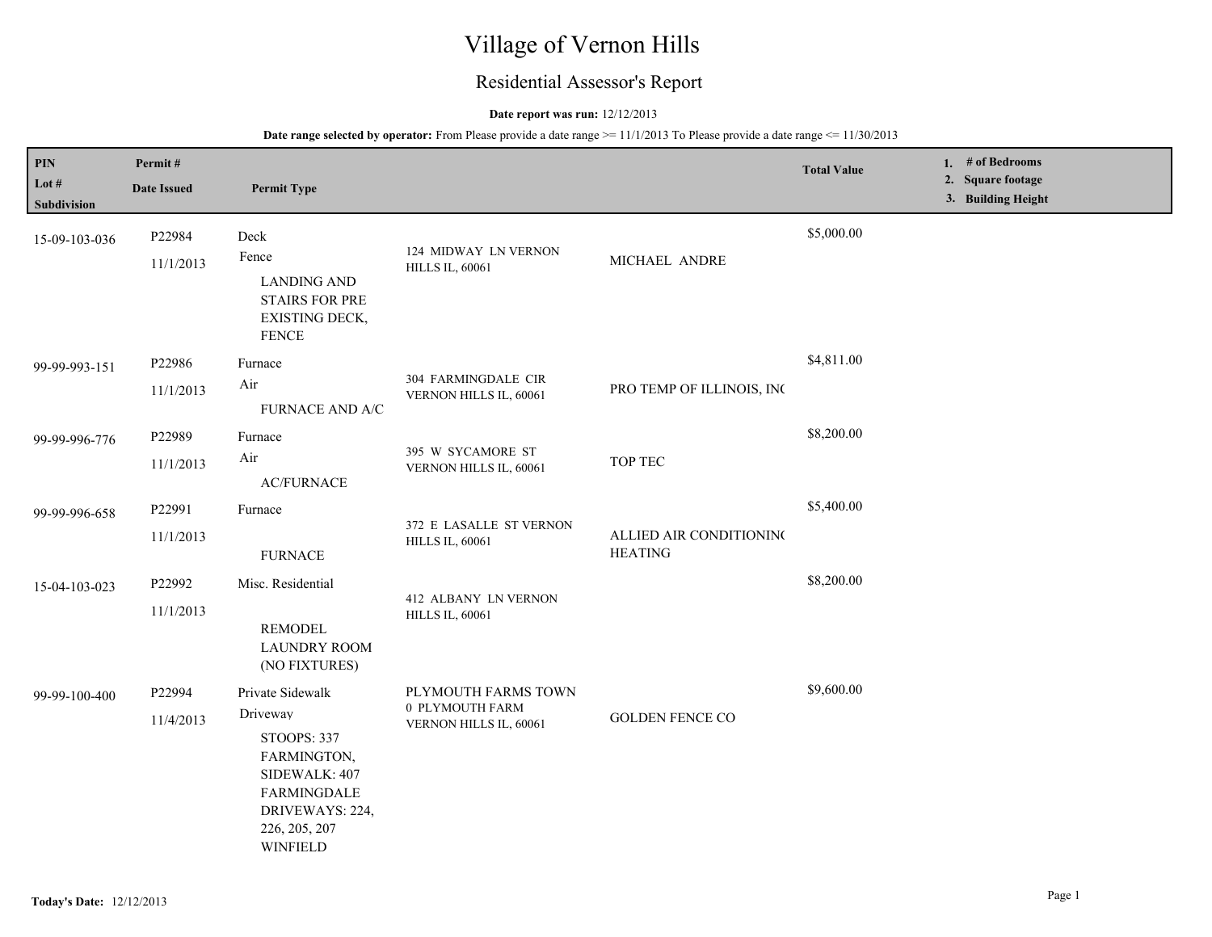# Village of Vernon Hills

## Residential Assessor's Report

**Date report was run:** 12/12/2013

**Date range selected by operator:** From Please provide a date range >= 11/1/2013 To Please provide a date range <= 11/30/2013

| PIN / Lot # / Subdivision | Permit # / Date Issued | Permit Type | | | Total Value | 1. # of Bedrooms 2. Square footage 3. Building Height |
|---|---|---|---|---|---|---|
| 15-09-103-036 | P22984 11/1/2013 | Deck Fence LANDING AND STAIRS FOR PRE EXISTING DECK, FENCE | 124 MIDWAY LN VERNON HILLS IL, 60061 | MICHAEL ANDRE | $5,000.00 | |
| 99-99-993-151 | P22986 11/1/2013 | Furnace Air FURNACE AND A/C | 304 FARMINGDALE CIR VERNON HILLS IL, 60061 | PRO TEMP OF ILLINOIS, IN( | $4,811.00 | |
| 99-99-996-776 | P22989 11/1/2013 | Furnace Air AC/FURNACE | 395 W SYCAMORE ST VERNON HILLS IL, 60061 | TOP TEC | $8,200.00 | |
| 99-99-996-658 | P22991 11/1/2013 | Furnace FURNACE | 372 E LASALLE ST VERNON HILLS IL, 60061 | ALLIED AIR CONDITIONIN( HEATING | $5,400.00 | |
| 15-04-103-023 | P22992 11/1/2013 | Misc. Residential REMODEL LAUNDRY ROOM (NO FIXTURES) | 412 ALBANY LN VERNON HILLS IL, 60061 | | $8,200.00 | |
| 99-99-100-400 | P22994 11/4/2013 | Private Sidewalk Driveway STOOPS: 337 FARMINGTON, SIDEWALK: 407 FARMINGDALE DRIVEWAYS: 224, 226, 205, 207 WINFIELD | PLYMOUTH FARMS TOWN 0 PLYMOUTH FARM VERNON HILLS IL, 60061 | GOLDEN FENCE CO | $9,600.00 | |

**Today's Date:** 12/12/2013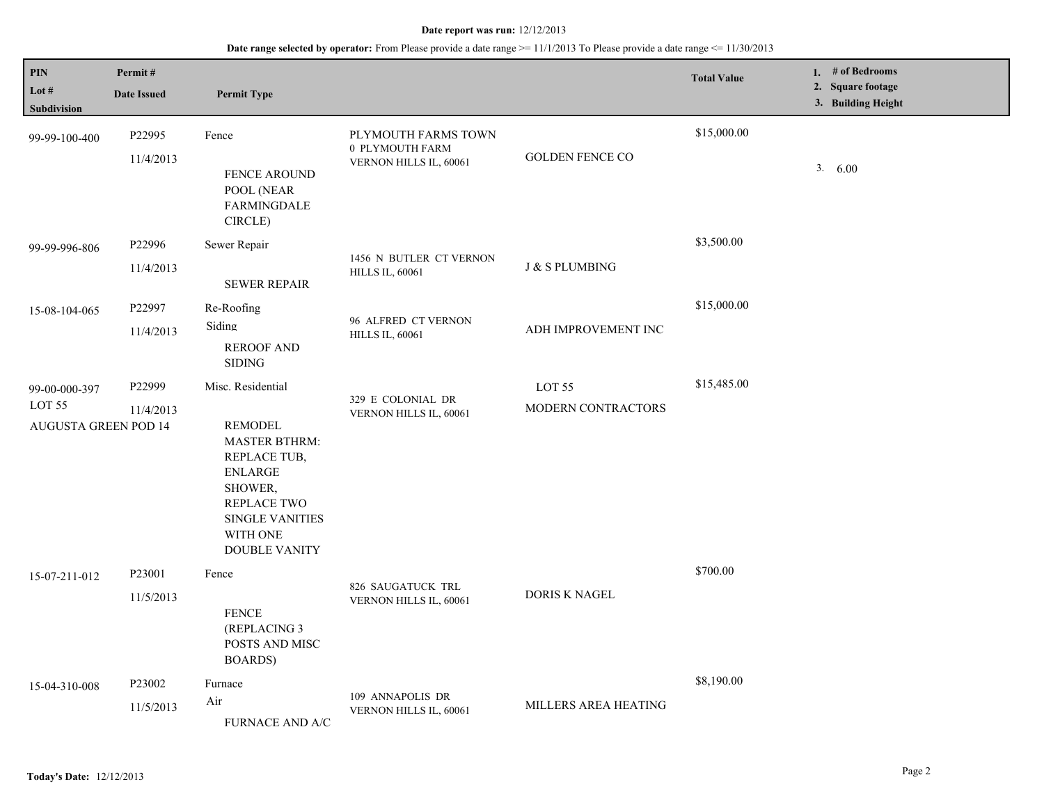**Date report was run:** 12/12/2013

**Date range selected by operator:** From Please provide a date range >= 11/1/2013 To Please provide a date range <= 11/30/2013

| PIN / Lot # / Subdivision | Permit # / Date Issued | Permit Type | | | Total Value | 1. # of Bedrooms 2. Square footage 3. Building Height |
|---|---|---|---|---|---|---|
| 99-99-100-400 | P22995 11/4/2013 | Fence FENCE AROUND POOL (NEAR FARMINGDALE CIRCLE) | PLYMOUTH FARMS TOWN 0 PLYMOUTH FARM VERNON HILLS IL, 60061 | GOLDEN FENCE CO | $15,000.00 | 3. 6.00 |
| 99-99-996-806 | P22996 11/4/2013 | Sewer Repair SEWER REPAIR | 1456 N BUTLER CT VERNON HILLS IL, 60061 | J & S PLUMBING | $3,500.00 | |
| 15-08-104-065 | P22997 11/4/2013 | Re-Roofing Siding REROOF AND SIDING | 96 ALFRED CT VERNON HILLS IL, 60061 | ADH IMPROVEMENT INC | $15,000.00 | |
| 99-00-000-397 LOT 55 AUGUSTA GREEN POD 14 | P22999 11/4/2013 | Misc. Residential REMODEL MASTER BTHRM: REPLACE TUB, ENLARGE SHOWER, REPLACE TWO SINGLE VANITIES WITH ONE DOUBLE VANITY | 329 E COLONIAL DR VERNON HILLS IL, 60061 | LOT 55 MODERN CONTRACTORS | $15,485.00 | |
| 15-07-211-012 | P23001 11/5/2013 | Fence FENCE (REPLACING 3 POSTS AND MISC BOARDS) | 826 SAUGATUCK TRL VERNON HILLS IL, 60061 | DORIS K NAGEL | $700.00 | |
| 15-04-310-008 | P23002 11/5/2013 | Furnace Air FURNACE AND A/C | 109 ANNAPOLIS DR VERNON HILLS IL, 60061 | MILLERS AREA HEATING | $8,190.00 | |

**Today's Date:** 12/12/2013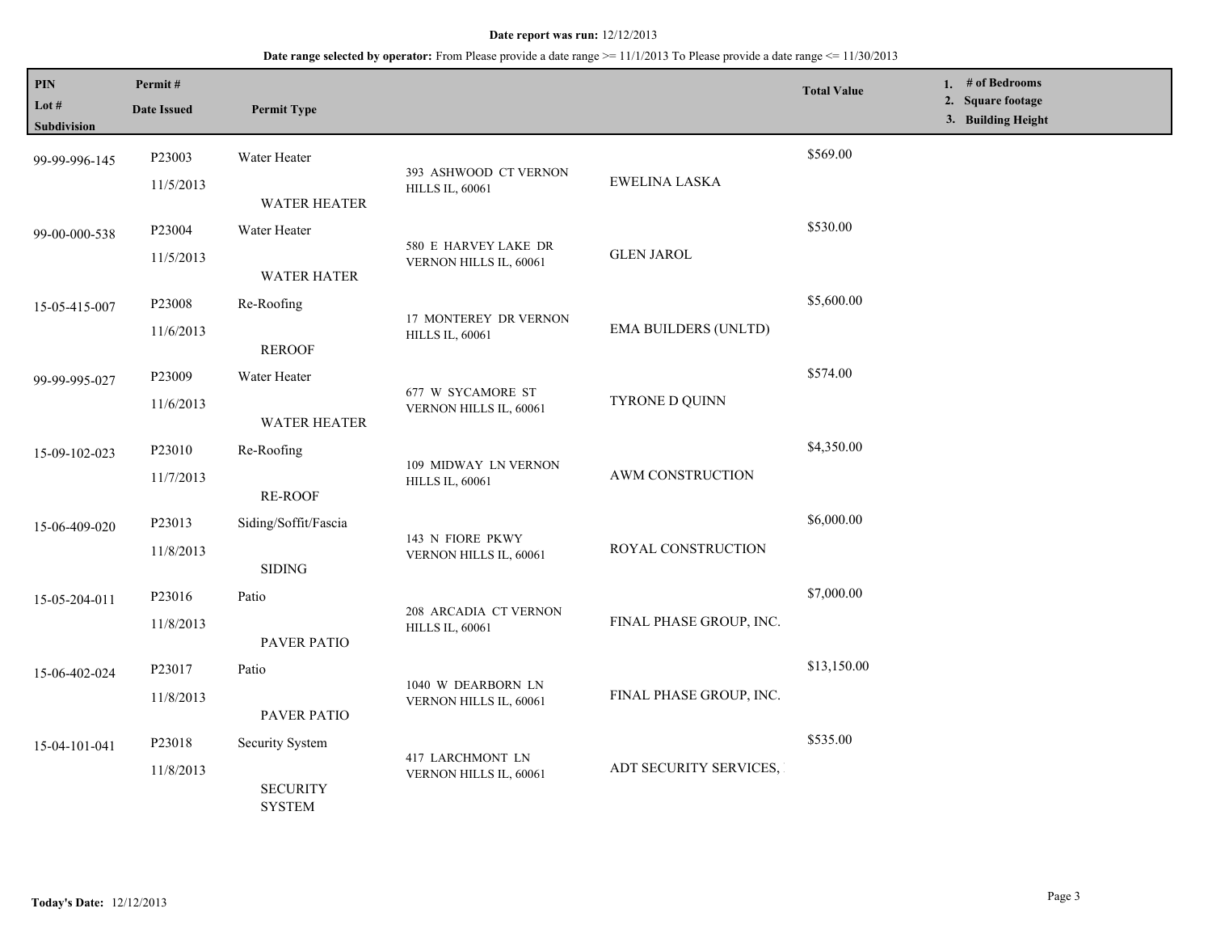**Date report was run:** 12/12/2013

**Date range selected by operator:** From Please provide a date range >= 11/1/2013 To Please provide a date range <= 11/30/2013

| PIN / Lot # / Subdivision | Permit # / Date Issued | Permit Type | | | Total Value | 1. # of Bedrooms 2. Square footage 3. Building Height |
|---|---|---|---|---|---|---|
| 99-99-996-145 | P23003 11/5/2013 | Water Heater WATER HEATER | 393 ASHWOOD CT VERNON HILLS IL, 60061 | EWELINA LASKA | $569.00 | |
| 99-00-000-538 | P23004 11/5/2013 | Water Heater WATER HATER | 580 E HARVEY LAKE DR VERNON HILLS IL, 60061 | GLEN JAROL | $530.00 | |
| 15-05-415-007 | P23008 11/6/2013 | Re-Roofing REROOF | 17 MONTEREY DR VERNON HILLS IL, 60061 | EMA BUILDERS (UNLTD) | $5,600.00 | |
| 99-99-995-027 | P23009 11/6/2013 | Water Heater WATER HEATER | 677 W SYCAMORE ST VERNON HILLS IL, 60061 | TYRONE D QUINN | $574.00 | |
| 15-09-102-023 | P23010 11/7/2013 | Re-Roofing RE-ROOF | 109 MIDWAY LN VERNON HILLS IL, 60061 | AWM CONSTRUCTION | $4,350.00 | |
| 15-06-409-020 | P23013 11/8/2013 | Siding/Soffit/Fascia SIDING | 143 N FIORE PKWY VERNON HILLS IL, 60061 | ROYAL CONSTRUCTION | $6,000.00 | |
| 15-05-204-011 | P23016 11/8/2013 | Patio PAVER PATIO | 208 ARCADIA CT VERNON HILLS IL, 60061 | FINAL PHASE GROUP, INC. | $7,000.00 | |
| 15-06-402-024 | P23017 11/8/2013 | Patio PAVER PATIO | 1040 W DEARBORN LN VERNON HILLS IL, 60061 | FINAL PHASE GROUP, INC. | $13,150.00 | |
| 15-04-101-041 | P23018 11/8/2013 | Security System SECURITY SYSTEM | 417 LARCHMONT LN VERNON HILLS IL, 60061 | ADT SECURITY SERVICES, | $535.00 | |

**Today's Date:** 12/12/2013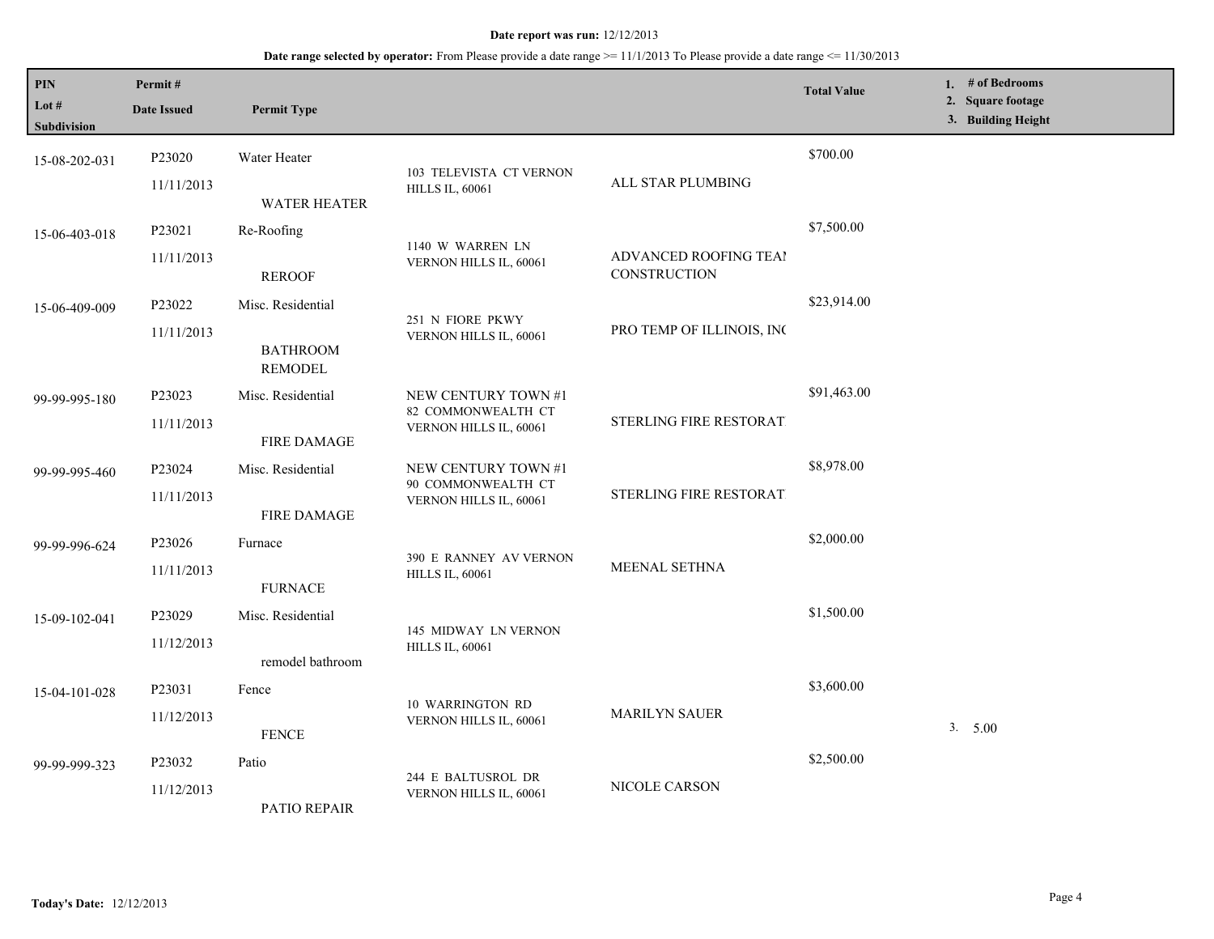**Date report was run:** 12/12/2013

**Date range selected by operator:** From Please provide a date range >= 11/1/2013 To Please provide a date range <= 11/30/2013

| PIN<br>Lot #<br>Subdivision | Permit #<br>Date Issued | Permit Type | | | Total Value | 1. # of Bedrooms<br>2. Square footage<br>3. Building Height |
|---|---|---|---|---|---|---|
| 15-08-202-031 | P23020<br>11/11/2013 | Water Heater<br>WATER HEATER | 103 TELEVISTA CT VERNON HILLS IL, 60061 | ALL STAR PLUMBING | $700.00 | |
| 15-06-403-018 | P23021<br>11/11/2013 | Re-Roofing<br>REROOF | 1140 W WARREN LN VERNON HILLS IL, 60061 | ADVANCED ROOFING TEAI CONSTRUCTION | $7,500.00 | |
| 15-06-409-009 | P23022<br>11/11/2013 | Misc. Residential<br>BATHROOM REMODEL | 251 N FIORE PKWY VERNON HILLS IL, 60061 | PRO TEMP OF ILLINOIS, INC | $23,914.00 | |
| 99-99-995-180 | P23023<br>11/11/2013 | Misc. Residential<br>FIRE DAMAGE | NEW CENTURY TOWN #1<br>82 COMMONWEALTH CT VERNON HILLS IL, 60061 | STERLING FIRE RESTORAT | $91,463.00 | |
| 99-99-995-460 | P23024<br>11/11/2013 | Misc. Residential<br>FIRE DAMAGE | NEW CENTURY TOWN #1<br>90 COMMONWEALTH CT VERNON HILLS IL, 60061 | STERLING FIRE RESTORAT | $8,978.00 | |
| 99-99-996-624 | P23026<br>11/11/2013 | Furnace<br>FURNACE | 390 E RANNEY AV VERNON HILLS IL, 60061 | MEENAL SETHNA | $2,000.00 | |
| 15-09-102-041 | P23029<br>11/12/2013 | Misc. Residential<br>remodel bathroom | 145 MIDWAY LN VERNON HILLS IL, 60061 | | $1,500.00 | |
| 15-04-101-028 | P23031<br>11/12/2013 | Fence<br>FENCE | 10 WARRINGTON RD VERNON HILLS IL, 60061 | MARILYN SAUER | $3,600.00 | 3. 5.00 |
| 99-99-999-323 | P23032<br>11/12/2013 | Patio<br>PATIO REPAIR | 244 E BALTUSROL DR VERNON HILLS IL, 60061 | NICOLE CARSON | $2,500.00 | |

**Today's Date:** 12/12/2013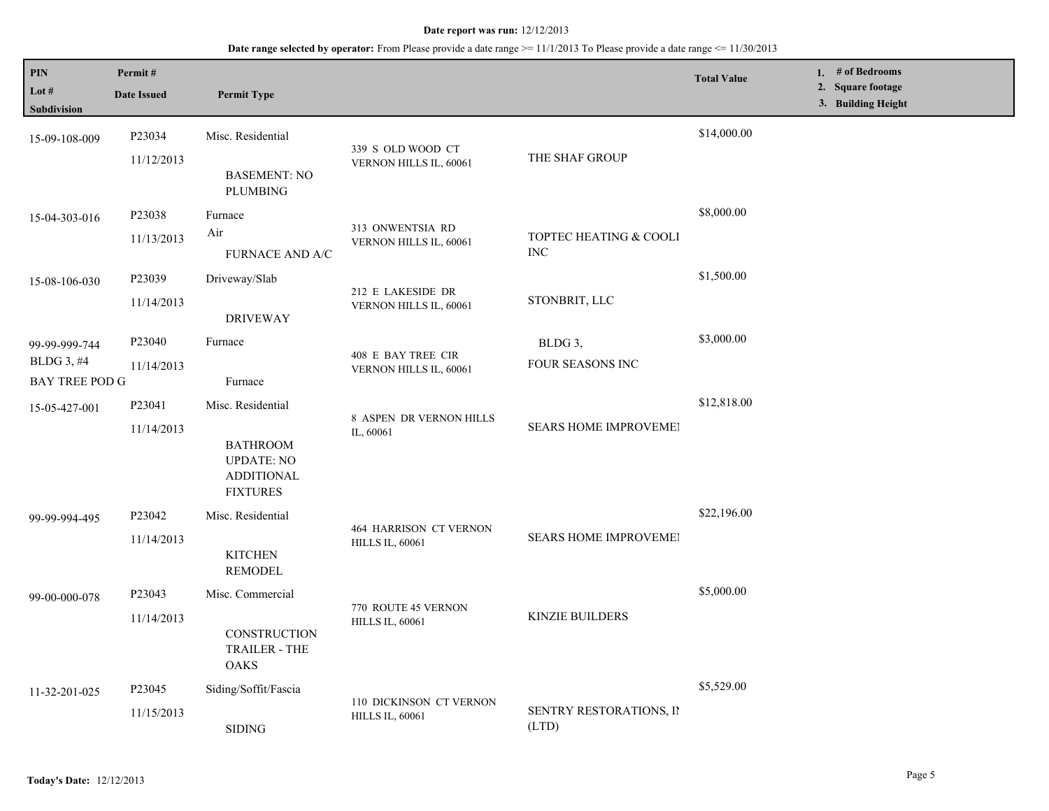**Date report was run:** 12/12/2013

**Date range selected by operator:** From Please provide a date range >= 11/1/2013 To Please provide a date range <= 11/30/2013

| PIN<br>Lot #<br>Subdivision | Permit #<br>Date Issued | Permit Type | | | Total Value | 1. # of Bedrooms<br>2. Square footage<br>3. Building Height |
|---|---|---|---|---|---|---|
| 15-09-108-009 | P23034<br>11/12/2013 | Misc. Residential<br>BASEMENT: NO PLUMBING | 339 S OLD WOOD CT VERNON HILLS IL, 60061 | THE SHAF GROUP | $14,000.00 | |
| 15-04-303-016 | P23038<br>11/13/2013 | Furnace<br>Air<br>FURNACE AND A/C | 313 ONWENTSIA RD VERNON HILLS IL, 60061 | TOPTEC HEATING & COOLI INC | $8,000.00 | |
| 15-08-106-030 | P23039<br>11/14/2013 | Driveway/Slab<br>DRIVEWAY | 212 E LAKESIDE DR VERNON HILLS IL, 60061 | STONBRIT, LLC | $1,500.00 | |
| 99-99-999-744<br>BLDG 3, #4<br>BAY TREE POD G | P23040<br>11/14/2013 | Furnace<br>Furnace | 408 E BAY TREE CIR VERNON HILLS IL, 60061 | BLDG 3,<br>FOUR SEASONS INC | $3,000.00 | |
| 15-05-427-001 | P23041<br>11/14/2013 | Misc. Residential<br>BATHROOM UPDATE: NO ADDITIONAL FIXTURES | 8 ASPEN DR VERNON HILLS IL, 60061 | SEARS HOME IMPROVEMEI | $12,818.00 | |
| 99-99-994-495 | P23042<br>11/14/2013 | Misc. Residential<br>KITCHEN REMODEL | 464 HARRISON CT VERNON HILLS IL, 60061 | SEARS HOME IMPROVEMEI | $22,196.00 | |
| 99-00-000-078 | P23043<br>11/14/2013 | Misc. Commercial<br>CONSTRUCTION TRAILER - THE OAKS | 770 ROUTE 45 VERNON HILLS IL, 60061 | KINZIE BUILDERS | $5,000.00 | |
| 11-32-201-025 | P23045<br>11/15/2013 | Siding/Soffit/Fascia<br>SIDING | 110 DICKINSON CT VERNON HILLS IL, 60061 | SENTRY RESTORATIONS, IN (LTD) | $5,529.00 | |

**Today's Date:** 12/12/2013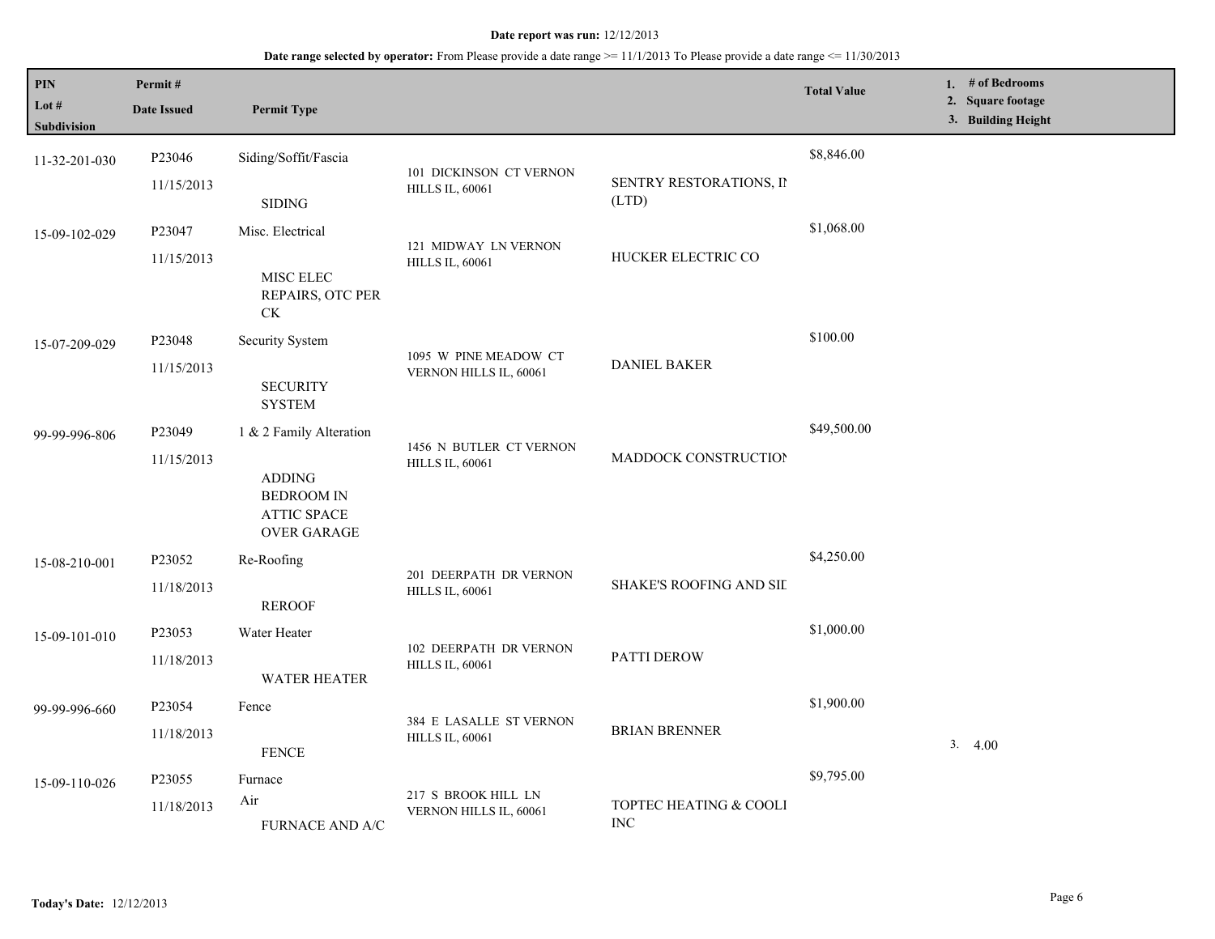**Date report was run:** 12/12/2013

**Date range selected by operator:** From Please provide a date range >= 11/1/2013 To Please provide a date range <= 11/30/2013

| PIN<br>Lot #<br>Subdivision | Permit #<br>Date Issued | Permit Type | | | Total Value | 1. # of Bedrooms<br>2. Square footage<br>3. Building Height |
|---|---|---|---|---|---|---|
| 11-32-201-030 | P23046<br>11/15/2013 | Siding/Soffit/Fascia<br>SIDING | 101 DICKINSON CT VERNON HILLS IL, 60061 | SENTRY RESTORATIONS, IN (LTD) | $8,846.00 | |
| 15-09-102-029 | P23047<br>11/15/2013 | Misc. Electrical<br>MISC ELEC REPAIRS, OTC PER CK | 121 MIDWAY LN VERNON HILLS IL, 60061 | HUCKER ELECTRIC CO | $1,068.00 | |
| 15-07-209-029 | P23048<br>11/15/2013 | Security System<br>SECURITY SYSTEM | 1095 W PINE MEADOW CT VERNON HILLS IL, 60061 | DANIEL BAKER | $100.00 | |
| 99-99-996-806 | P23049<br>11/15/2013 | 1 & 2 Family Alteration<br>ADDING BEDROOM IN ATTIC SPACE OVER GARAGE | 1456 N BUTLER CT VERNON HILLS IL, 60061 | MADDOCK CONSTRUCTION | $49,500.00 | |
| 15-08-210-001 | P23052<br>11/18/2013 | Re-Roofing<br>REROOF | 201 DEERPATH DR VERNON HILLS IL, 60061 | SHAKE'S ROOFING AND SID | $4,250.00 | |
| 15-09-101-010 | P23053<br>11/18/2013 | Water Heater<br>WATER HEATER | 102 DEERPATH DR VERNON HILLS IL, 60061 | PATTI DEROW | $1,000.00 | |
| 99-99-996-660 | P23054<br>11/18/2013 | Fence<br>FENCE | 384 E LASALLE ST VERNON HILLS IL, 60061 | BRIAN BRENNER | $1,900.00 | 3. 4.00 |
| 15-09-110-026 | P23055<br>11/18/2013 | Furnace<br>Air<br>FURNACE AND A/C | 217 S BROOK HILL LN VERNON HILLS IL, 60061 | TOPTEC HEATING & COOLI INC | $9,795.00 | |

**Today's Date:** 12/12/2013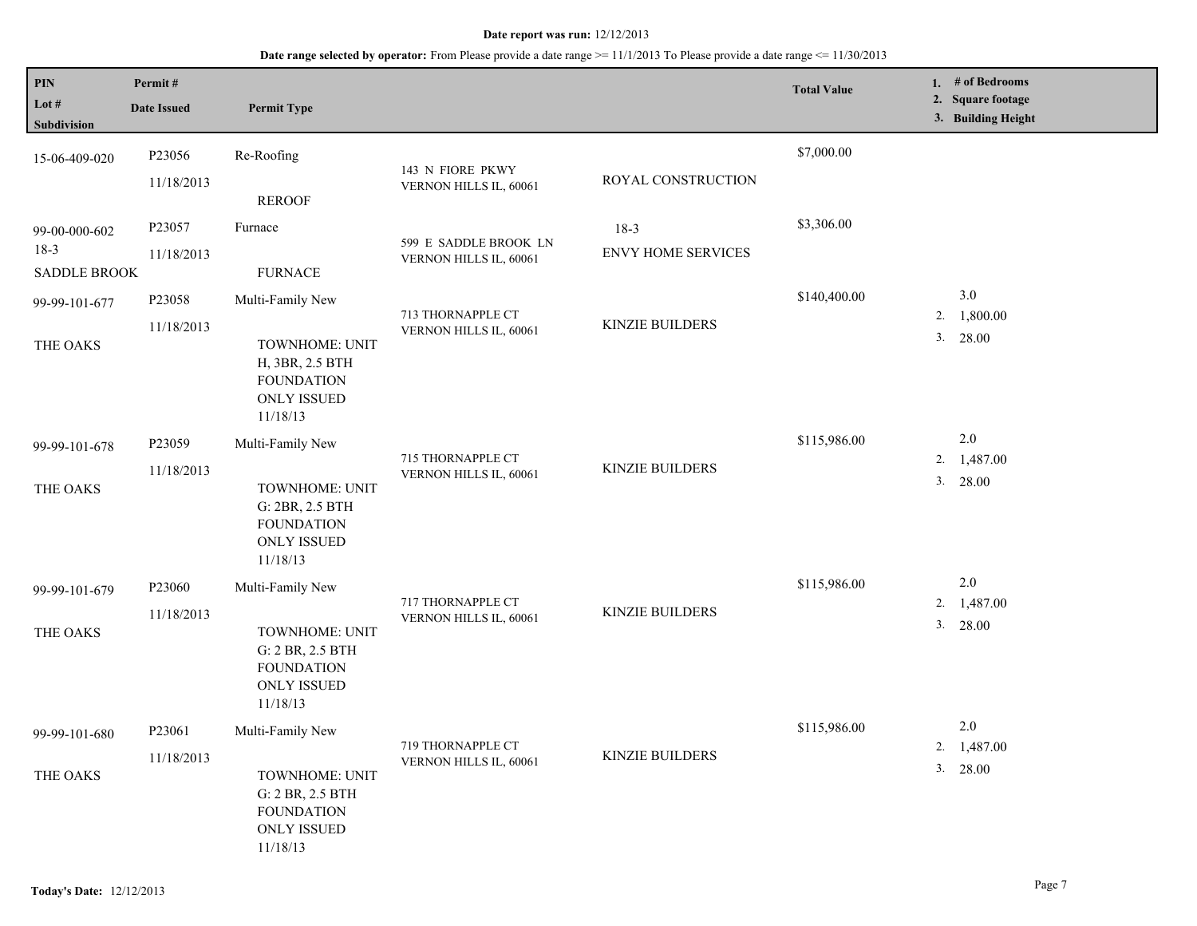**Date report was run:** 12/12/2013

**Date range selected by operator:** From Please provide a date range >= 11/1/2013 To Please provide a date range <= 11/30/2013

| PIN / Lot # / Subdivision | Permit # / Date Issued | Permit Type | | | Total Value | 1. # of Bedrooms 2. Square footage 3. Building Height |
|---|---|---|---|---|---|---|
| 15-06-409-020 | P23056 11/18/2013 | Re-Roofing REROOF | 143 N FIORE PKWY VERNON HILLS IL, 60061 | ROYAL CONSTRUCTION | $7,000.00 | |
| 99-00-000-602 18-3 SADDLE BROOK | P23057 11/18/2013 | Furnace FURNACE | 599 E SADDLE BROOK LN VERNON HILLS IL, 60061 | 18-3 ENVY HOME SERVICES | $3,306.00 | |
| 99-99-101-677 THE OAKS | P23058 11/18/2013 | Multi-Family New TOWNHOME: UNIT H, 3BR, 2.5 BTH FOUNDATION ONLY ISSUED 11/18/13 | 713 THORNAPPLE CT VERNON HILLS IL, 60061 | KINZIE BUILDERS | $140,400.00 | 3.0 2. 1,800.00 3. 28.00 |
| 99-99-101-678 THE OAKS | P23059 11/18/2013 | Multi-Family New TOWNHOME: UNIT G: 2BR, 2.5 BTH FOUNDATION ONLY ISSUED 11/18/13 | 715 THORNAPPLE CT VERNON HILLS IL, 60061 | KINZIE BUILDERS | $115,986.00 | 2.0 2. 1,487.00 3. 28.00 |
| 99-99-101-679 THE OAKS | P23060 11/18/2013 | Multi-Family New TOWNHOME: UNIT G: 2 BR, 2.5 BTH FOUNDATION ONLY ISSUED 11/18/13 | 717 THORNAPPLE CT VERNON HILLS IL, 60061 | KINZIE BUILDERS | $115,986.00 | 2.0 2. 1,487.00 3. 28.00 |
| 99-99-101-680 THE OAKS | P23061 11/18/2013 | Multi-Family New TOWNHOME: UNIT G: 2 BR, 2.5 BTH FOUNDATION ONLY ISSUED 11/18/13 | 719 THORNAPPLE CT VERNON HILLS IL, 60061 | KINZIE BUILDERS | $115,986.00 | 2.0 2. 1,487.00 3. 28.00 |

**Today's Date:** 12/12/2013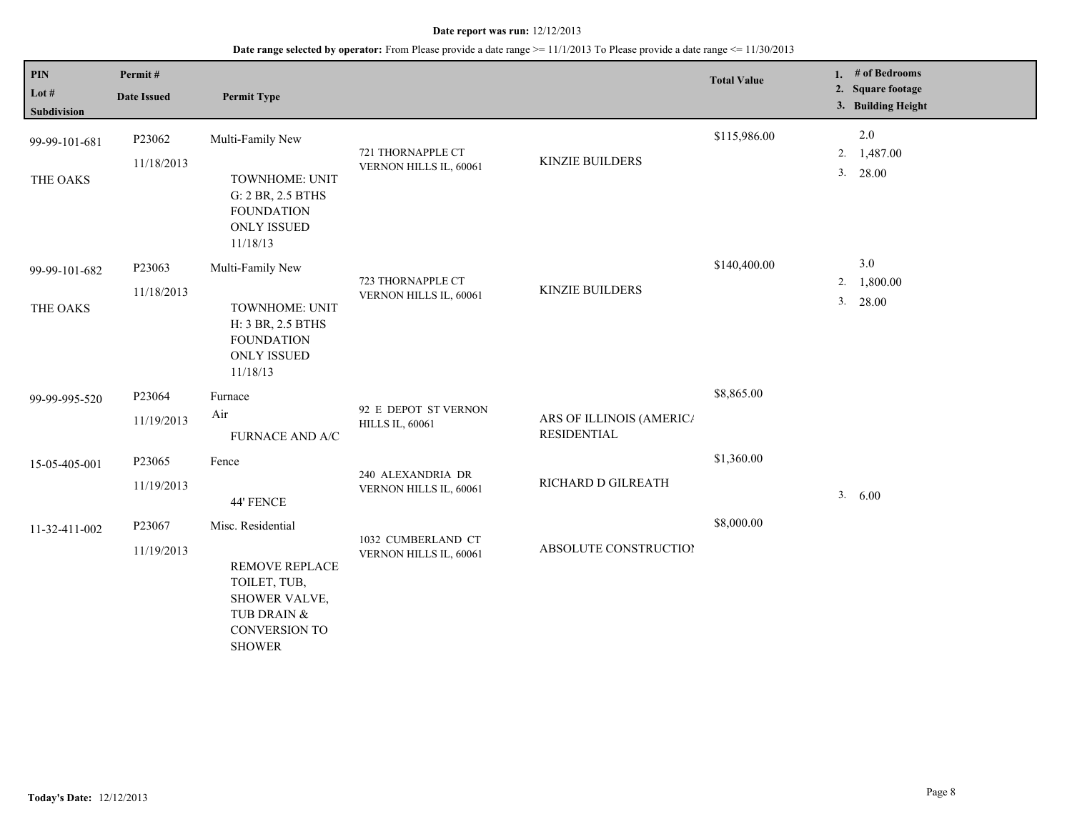**Date report was run:** 12/12/2013

**Date range selected by operator:** From Please provide a date range >= 11/1/2013 To Please provide a date range <= 11/30/2013

| PIN<br>Lot #<br>Subdivision | Permit #<br>Date Issued | Permit Type | | | Total Value | 1. # of Bedrooms<br>2. Square footage<br>3. Building Height |
|---|---|---|---|---|---|---|
| 99-99-101-681<br><br>THE OAKS | P23062<br>11/18/2013 | Multi-Family New<br><br>TOWNHOME: UNIT G: 2 BR, 2.5 BTHS FOUNDATION ONLY ISSUED 11/18/13 | 721 THORNAPPLE CT VERNON HILLS IL, 60061 | KINZIE BUILDERS | $115,986.00 | 2.0<br>2. 1,487.00<br>3. 28.00 |
| 99-99-101-682<br><br>THE OAKS | P23063<br>11/18/2013 | Multi-Family New<br><br>TOWNHOME: UNIT H: 3 BR, 2.5 BTHS FOUNDATION ONLY ISSUED 11/18/13 | 723 THORNAPPLE CT VERNON HILLS IL, 60061 | KINZIE BUILDERS | $140,400.00 | 3.0<br>2. 1,800.00<br>3. 28.00 |
| 99-99-995-520 | P23064<br>11/19/2013 | Furnace<br>Air<br>FURNACE AND A/C | 92 E DEPOT ST VERNON HILLS IL, 60061 | ARS OF ILLINOIS (AMERICA RESIDENTIAL | $8,865.00 | |
| 15-05-405-001 | P23065<br>11/19/2013 | Fence<br><br>44' FENCE | 240 ALEXANDRIA DR VERNON HILLS IL, 60061 | RICHARD D GILREATH | $1,360.00 | 3. 6.00 |
| 11-32-411-002 | P23067<br>11/19/2013 | Misc. Residential<br><br>REMOVE REPLACE TOILET, TUB, SHOWER VALVE, TUB DRAIN & CONVERSION TO SHOWER | 1032 CUMBERLAND CT VERNON HILLS IL, 60061 | ABSOLUTE CONSTRUCTION | $8,000.00 | |

**Today's Date:** 12/12/2013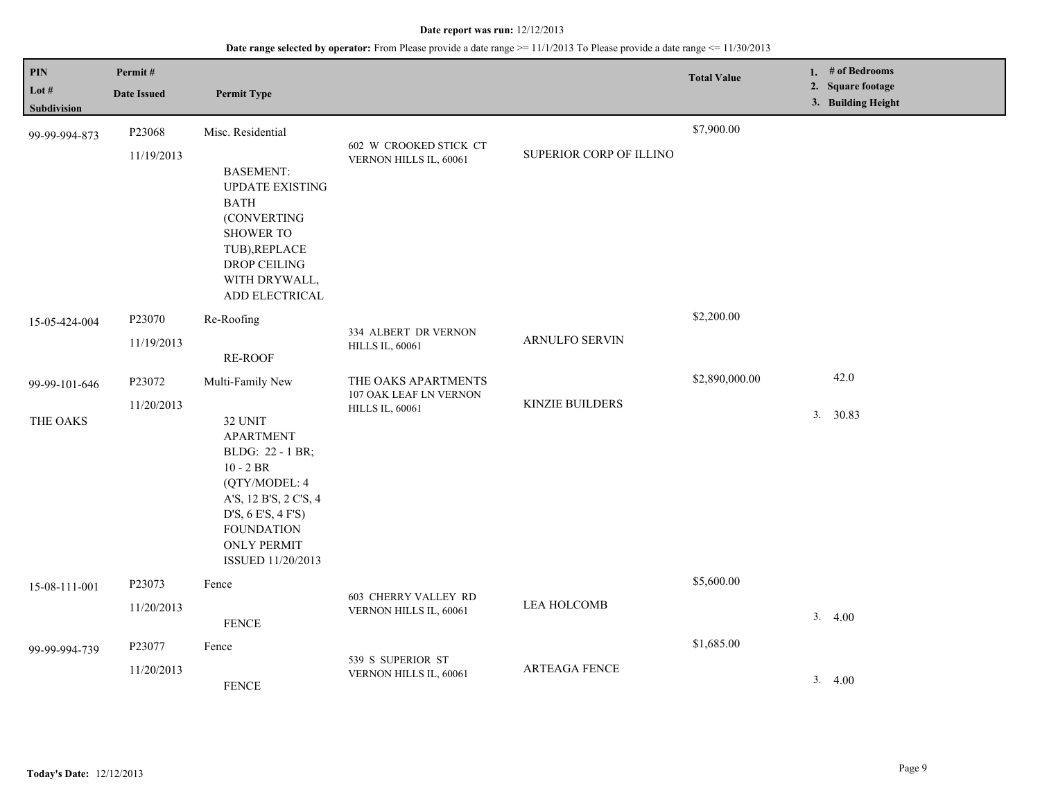**Date report was run:** 12/12/2013

**Date range selected by operator:** From Please provide a date range >= 11/1/2013 To Please provide a date range <= 11/30/2013

| PIN / Lot # / Subdivision | Permit # / Date Issued | Permit Type | | | Total Value | 1. # of Bedrooms 2. Square footage 3. Building Height |
|---|---|---|---|---|---|---|
| 99-99-994-873 | P23068 11/19/2013 | Misc. Residential BASEMENT: UPDATE EXISTING BATH (CONVERTING SHOWER TO TUB),REPLACE DROP CEILING WITH DRYWALL, ADD ELECTRICAL | 602 W CROOKED STICK CT VERNON HILLS IL, 60061 | SUPERIOR CORP OF ILLINO | $7,900.00 | |
| 15-05-424-004 | P23070 11/19/2013 | Re-Roofing RE-ROOF | 334 ALBERT DR VERNON HILLS IL, 60061 | ARNULFO SERVIN | $2,200.00 | |
| 99-99-101-646 THE OAKS | P23072 11/20/2013 | Multi-Family New 32 UNIT APARTMENT BLDG: 22 - 1 BR; 10 - 2 BR (QTY/MODEL: 4 A'S, 12 B'S, 2 C'S, 4 D'S, 6 E'S, 4 F'S) FOUNDATION ONLY PERMIT ISSUED 11/20/2013 | THE OAKS APARTMENTS 107 OAK LEAF LN VERNON HILLS IL, 60061 | KINZIE BUILDERS | $2,890,000.00 | 42.0 3. 30.83 |
| 15-08-111-001 | P23073 11/20/2013 | Fence FENCE | 603 CHERRY VALLEY RD VERNON HILLS IL, 60061 | LEA HOLCOMB | $5,600.00 | 3. 4.00 |
| 99-99-994-739 | P23077 11/20/2013 | Fence FENCE | 539 S SUPERIOR ST VERNON HILLS IL, 60061 | ARTEAGA FENCE | $1,685.00 | 3. 4.00 |

**Today's Date:** 12/12/2013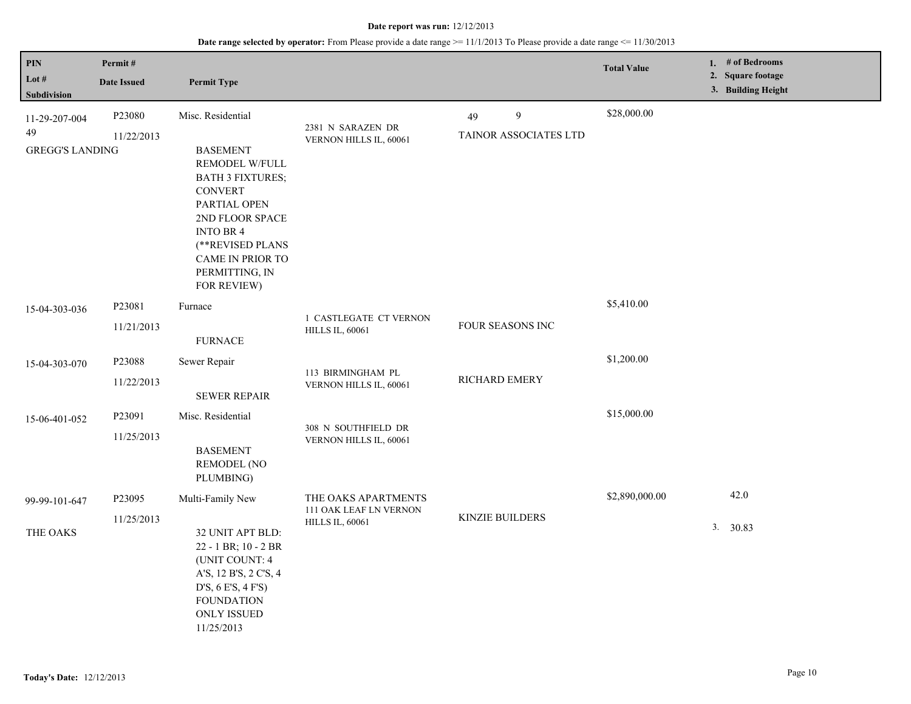**Date report was run:** 12/12/2013

**Date range selected by operator:** From Please provide a date range >= 11/1/2013 To Please provide a date range <= 11/30/2013

| PIN / Lot # / Subdivision | Permit # / Date Issued | Permit Type | | | Total Value | 1. # of Bedrooms 2. Square footage 3. Building Height |
|---|---|---|---|---|---|---|
| 11-29-207-004<br>49<br>GREGG'S LANDING | P23080<br>11/22/2013 | Misc. Residential<br><br>BASEMENT REMODEL W/FULL BATH 3 FIXTURES; CONVERT PARTIAL OPEN 2ND FLOOR SPACE INTO BR 4 (**REVISED PLANS CAME IN PRIOR TO PERMITTING, IN FOR REVIEW) | 2381 N SARAZEN DR VERNON HILLS IL, 60061 | 49 9<br>TAINOR ASSOCIATES LTD | $28,000.00 | |
| 15-04-303-036 | P23081<br>11/21/2013 | Furnace<br><br>FURNACE | 1 CASTLEGATE CT VERNON HILLS IL, 60061 | FOUR SEASONS INC | $5,410.00 | |
| 15-04-303-070 | P23088<br>11/22/2013 | Sewer Repair<br><br>SEWER REPAIR | 113 BIRMINGHAM PL VERNON HILLS IL, 60061 | RICHARD EMERY | $1,200.00 | |
| 15-06-401-052 | P23091<br>11/25/2013 | Misc. Residential<br><br>BASEMENT REMODEL (NO PLUMBING) | 308 N SOUTHFIELD DR VERNON HILLS IL, 60061 | | $15,000.00 | |
| 99-99-101-647<br><br>THE OAKS | P23095<br>11/25/2013 | Multi-Family New<br><br>32 UNIT APT BLD: 22 - 1 BR; 10 - 2 BR (UNIT COUNT: 4 A'S, 12 B'S, 2 C'S, 4 D'S, 6 E'S, 4 F'S) FOUNDATION ONLY ISSUED 11/25/2013 | THE OAKS APARTMENTS 111 OAK LEAF LN VERNON HILLS IL, 60061 | KINZIE BUILDERS | $2,890,000.00 | 42.0<br>3. 30.83 |

**Today's Date:** 12/12/2013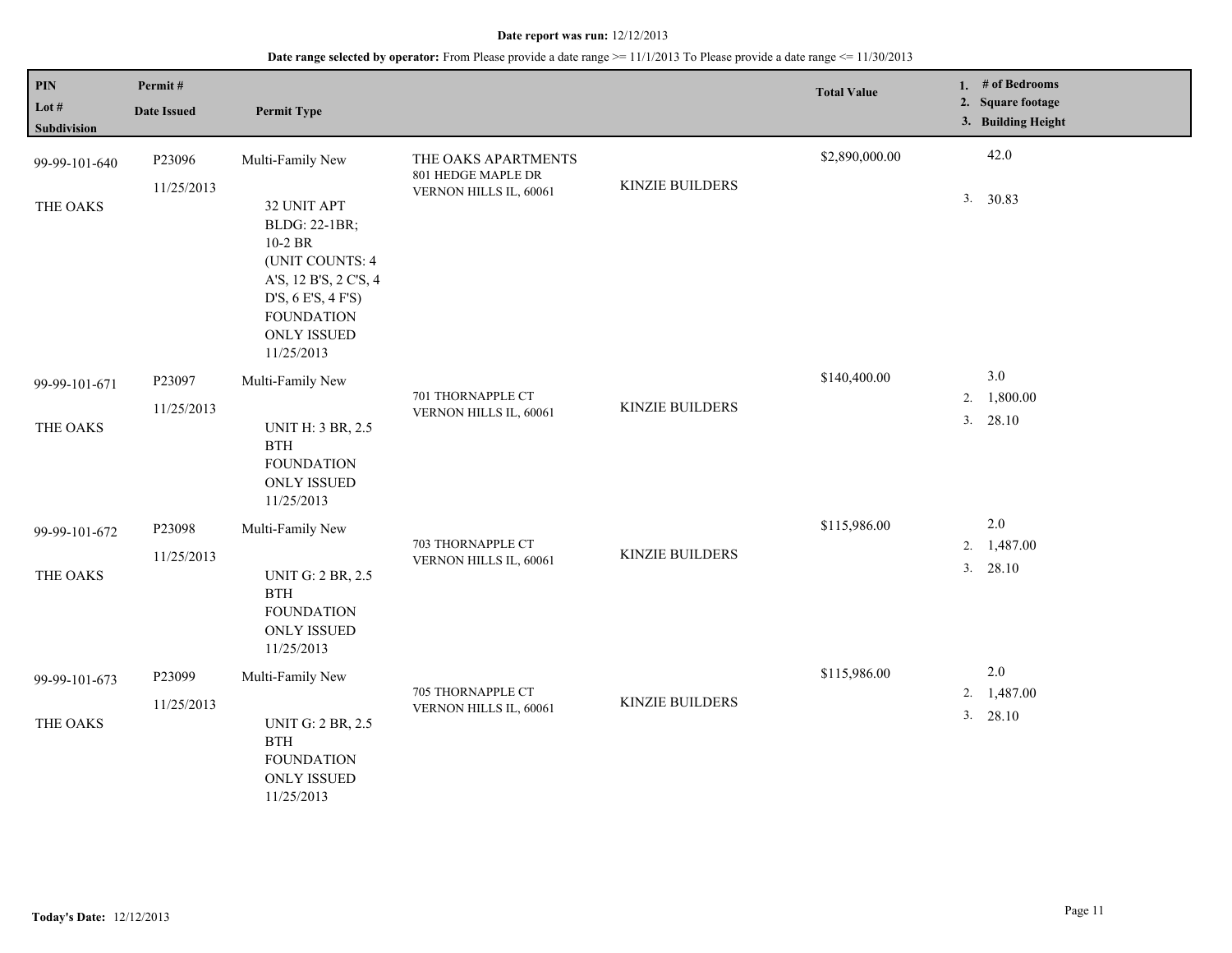**Date report was run:** 12/12/2013

**Date range selected by operator:** From Please provide a date range >= 11/1/2013 To Please provide a date range <= 11/30/2013

| PIN / Lot # / Subdivision | Permit # / Date Issued | Permit Type | | | Total Value | 1. # of Bedrooms 2. Square footage 3. Building Height |
|---|---|---|---|---|---|---|
| 99-99-101-640 THE OAKS | P23096 11/25/2013 | Multi-Family New 32 UNIT APT BLDG: 22-1BR; 10-2 BR (UNIT COUNTS: 4 A'S, 12 B'S, 2 C'S, 4 D'S, 6 E'S, 4 F'S) FOUNDATION ONLY ISSUED 11/25/2013 | THE OAKS APARTMENTS 801 HEDGE MAPLE DR VERNON HILLS IL, 60061 | KINZIE BUILDERS | $2,890,000.00 | 42.0 3. 30.83 |
| 99-99-101-671 THE OAKS | P23097 11/25/2013 | Multi-Family New UNIT H: 3 BR, 2.5 BTH FOUNDATION ONLY ISSUED 11/25/2013 | 701 THORNAPPLE CT VERNON HILLS IL, 60061 | KINZIE BUILDERS | $140,400.00 | 3.0 2. 1,800.00 3. 28.10 |
| 99-99-101-672 THE OAKS | P23098 11/25/2013 | Multi-Family New UNIT G: 2 BR, 2.5 BTH FOUNDATION ONLY ISSUED 11/25/2013 | 703 THORNAPPLE CT VERNON HILLS IL, 60061 | KINZIE BUILDERS | $115,986.00 | 2.0 2. 1,487.00 3. 28.10 |
| 99-99-101-673 THE OAKS | P23099 11/25/2013 | Multi-Family New UNIT G: 2 BR, 2.5 BTH FOUNDATION ONLY ISSUED 11/25/2013 | 705 THORNAPPLE CT VERNON HILLS IL, 60061 | KINZIE BUILDERS | $115,986.00 | 2.0 2. 1,487.00 3. 28.10 |

**Today's Date:** 12/12/2013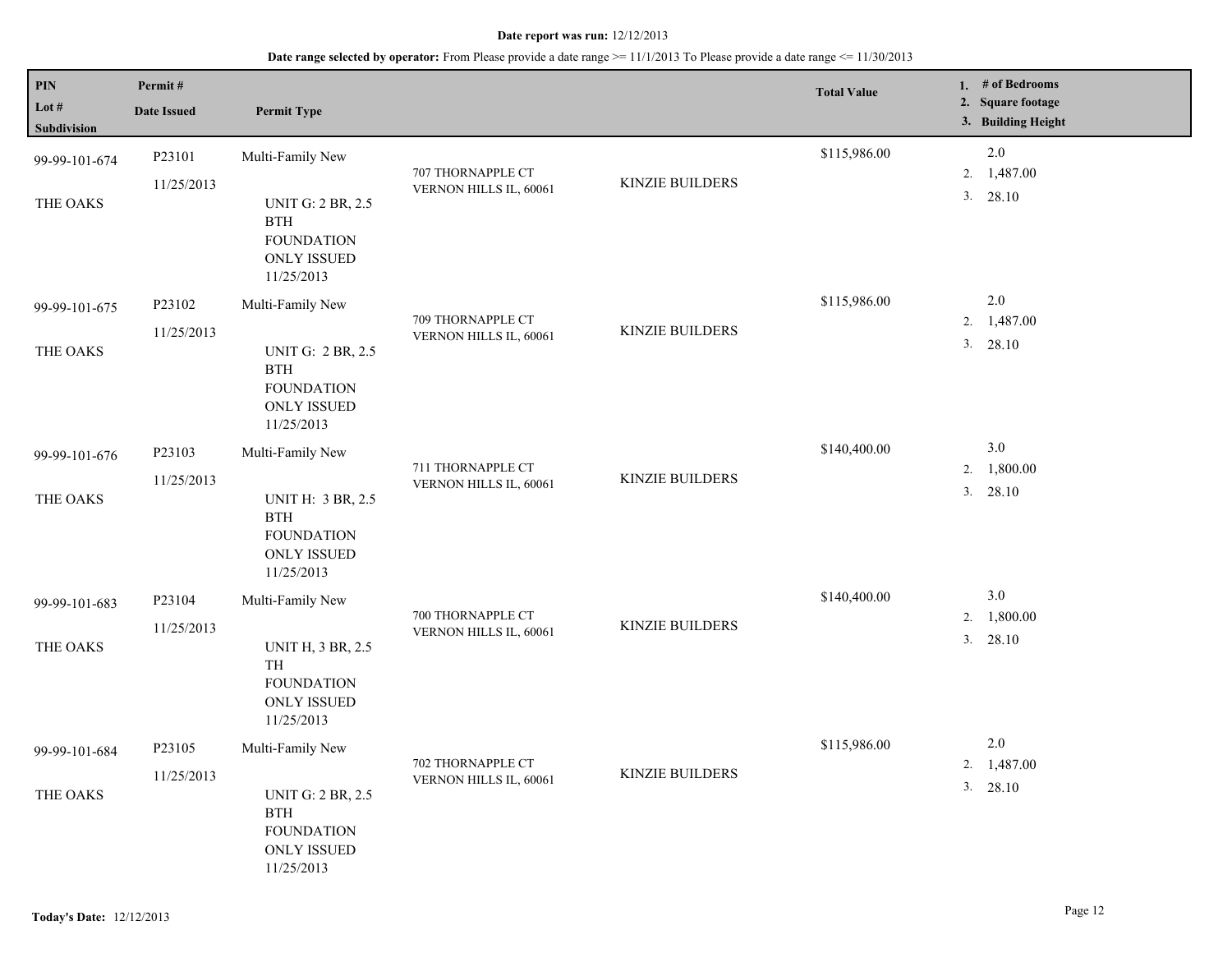**Date report was run:** 12/12/2013

**Date range selected by operator:** From Please provide a date range >= 11/1/2013 To Please provide a date range <= 11/30/2013

| PIN / Lot # / Subdivision | Permit # / Date Issued | Permit Type | | | Total Value | 1. # of Bedrooms 2. Square footage 3. Building Height |
|---|---|---|---|---|---|---|
| 99-99-101-674 THE OAKS | P23101 11/25/2013 | Multi-Family New UNIT G: 2 BR, 2.5 BTH FOUNDATION ONLY ISSUED 11/25/2013 | 707 THORNAPPLE CT VERNON HILLS IL, 60061 | KINZIE BUILDERS | $115,986.00 | 2.0 2. 1,487.00 3. 28.10 |
| 99-99-101-675 THE OAKS | P23102 11/25/2013 | Multi-Family New UNIT G: 2 BR, 2.5 BTH FOUNDATION ONLY ISSUED 11/25/2013 | 709 THORNAPPLE CT VERNON HILLS IL, 60061 | KINZIE BUILDERS | $115,986.00 | 2.0 2. 1,487.00 3. 28.10 |
| 99-99-101-676 THE OAKS | P23103 11/25/2013 | Multi-Family New UNIT H: 3 BR, 2.5 BTH FOUNDATION ONLY ISSUED 11/25/2013 | 711 THORNAPPLE CT VERNON HILLS IL, 60061 | KINZIE BUILDERS | $140,400.00 | 3.0 2. 1,800.00 3. 28.10 |
| 99-99-101-683 THE OAKS | P23104 11/25/2013 | Multi-Family New UNIT H, 3 BR, 2.5 TH FOUNDATION ONLY ISSUED 11/25/2013 | 700 THORNAPPLE CT VERNON HILLS IL, 60061 | KINZIE BUILDERS | $140,400.00 | 3.0 2. 1,800.00 3. 28.10 |
| 99-99-101-684 THE OAKS | P23105 11/25/2013 | Multi-Family New UNIT G: 2 BR, 2.5 BTH FOUNDATION ONLY ISSUED 11/25/2013 | 702 THORNAPPLE CT VERNON HILLS IL, 60061 | KINZIE BUILDERS | $115,986.00 | 2.0 2. 1,487.00 3. 28.10 |

**Today's Date:** 12/12/2013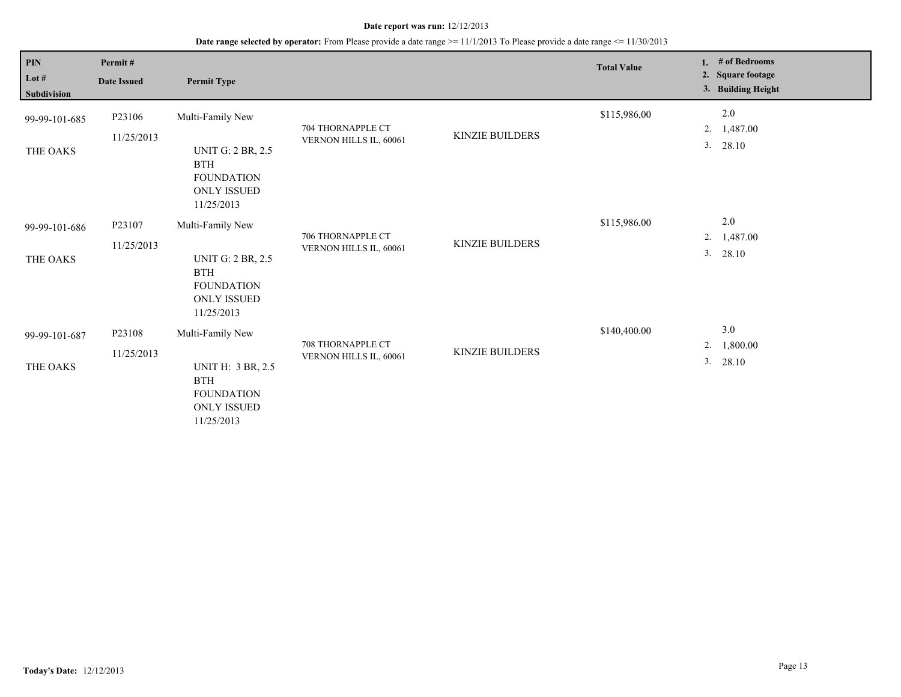**Date report was run:** 12/12/2013

**Date range selected by operator:** From Please provide a date range >= 11/1/2013 To Please provide a date range <= 11/30/2013

| PIN / Lot # / Subdivision | Permit # / Date Issued | Permit Type | | | Total Value | 1. # of Bedrooms 2. Square footage 3. Building Height |
|---|---|---|---|---|---|---|
| 99-99-101-685 THE OAKS | P23106 11/25/2013 | Multi-Family New UNIT G: 2 BR, 2.5 BTH FOUNDATION ONLY ISSUED 11/25/2013 | 704 THORNAPPLE CT VERNON HILLS IL, 60061 | KINZIE BUILDERS | $115,986.00 | 2.0 2. 1,487.00 3. 28.10 |
| 99-99-101-686 THE OAKS | P23107 11/25/2013 | Multi-Family New UNIT G: 2 BR, 2.5 BTH FOUNDATION ONLY ISSUED 11/25/2013 | 706 THORNAPPLE CT VERNON HILLS IL, 60061 | KINZIE BUILDERS | $115,986.00 | 2.0 2. 1,487.00 3. 28.10 |
| 99-99-101-687 THE OAKS | P23108 11/25/2013 | Multi-Family New UNIT H: 3 BR, 2.5 BTH FOUNDATION ONLY ISSUED 11/25/2013 | 708 THORNAPPLE CT VERNON HILLS IL, 60061 | KINZIE BUILDERS | $140,400.00 | 3.0 2. 1,800.00 3. 28.10 |

**Today's Date:** 12/12/2013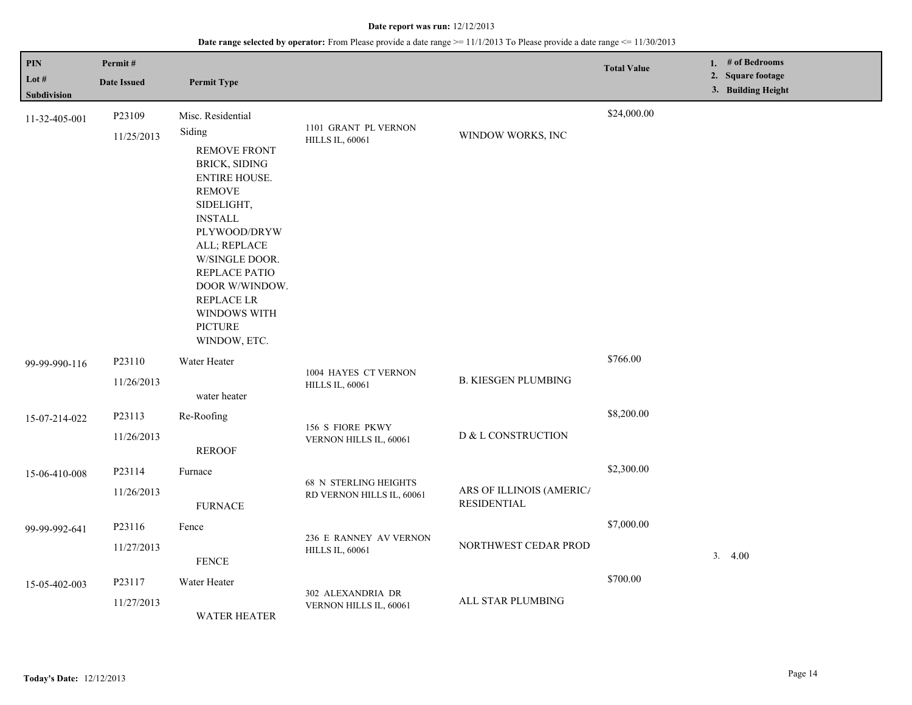**Date report was run:** 12/12/2013

**Date range selected by operator:** From Please provide a date range >= 11/1/2013 To Please provide a date range <= 11/30/2013

| PIN<br>Lot #<br>Subdivision | Permit #<br>Date Issued | Permit Type | | | Total Value | 1. # of Bedrooms<br>2. Square footage<br>3. Building Height |
|---|---|---|---|---|---|---|
| 11-32-405-001 | P23109<br>11/25/2013 | Misc. Residential<br>Siding<br>REMOVE FRONT BRICK, SIDING ENTIRE HOUSE. REMOVE SIDELIGHT, INSTALL PLYWOOD/DRYWALL; REPLACE W/SINGLE DOOR. REPLACE PATIO DOOR W/WINDOW. REPLACE LR WINDOWS WITH PICTURE WINDOW, ETC. | 1101 GRANT PL VERNON HILLS IL, 60061 | WINDOW WORKS, INC | $24,000.00 | |
| 99-99-990-116 | P23110<br>11/26/2013 | Water Heater<br>water heater | 1004 HAYES CT VERNON HILLS IL, 60061 | B. KIESGEN PLUMBING | $766.00 | |
| 15-07-214-022 | P23113<br>11/26/2013 | Re-Roofing<br>REROOF | 156 S FIORE PKWY VERNON HILLS IL, 60061 | D & L CONSTRUCTION | $8,200.00 | |
| 15-06-410-008 | P23114<br>11/26/2013 | Furnace<br>FURNACE | 68 N STERLING HEIGHTS RD VERNON HILLS IL, 60061 | ARS OF ILLINOIS (AMERICA RESIDENTIAL | $2,300.00 | |
| 99-99-992-641 | P23116<br>11/27/2013 | Fence<br>FENCE | 236 E RANNEY AV VERNON HILLS IL, 60061 | NORTHWEST CEDAR PROD | $7,000.00 | 3. 4.00 |
| 15-05-402-003 | P23117<br>11/27/2013 | Water Heater<br>WATER HEATER | 302 ALEXANDRIA DR VERNON HILLS IL, 60061 | ALL STAR PLUMBING | $700.00 | |

**Today's Date:** 12/12/2013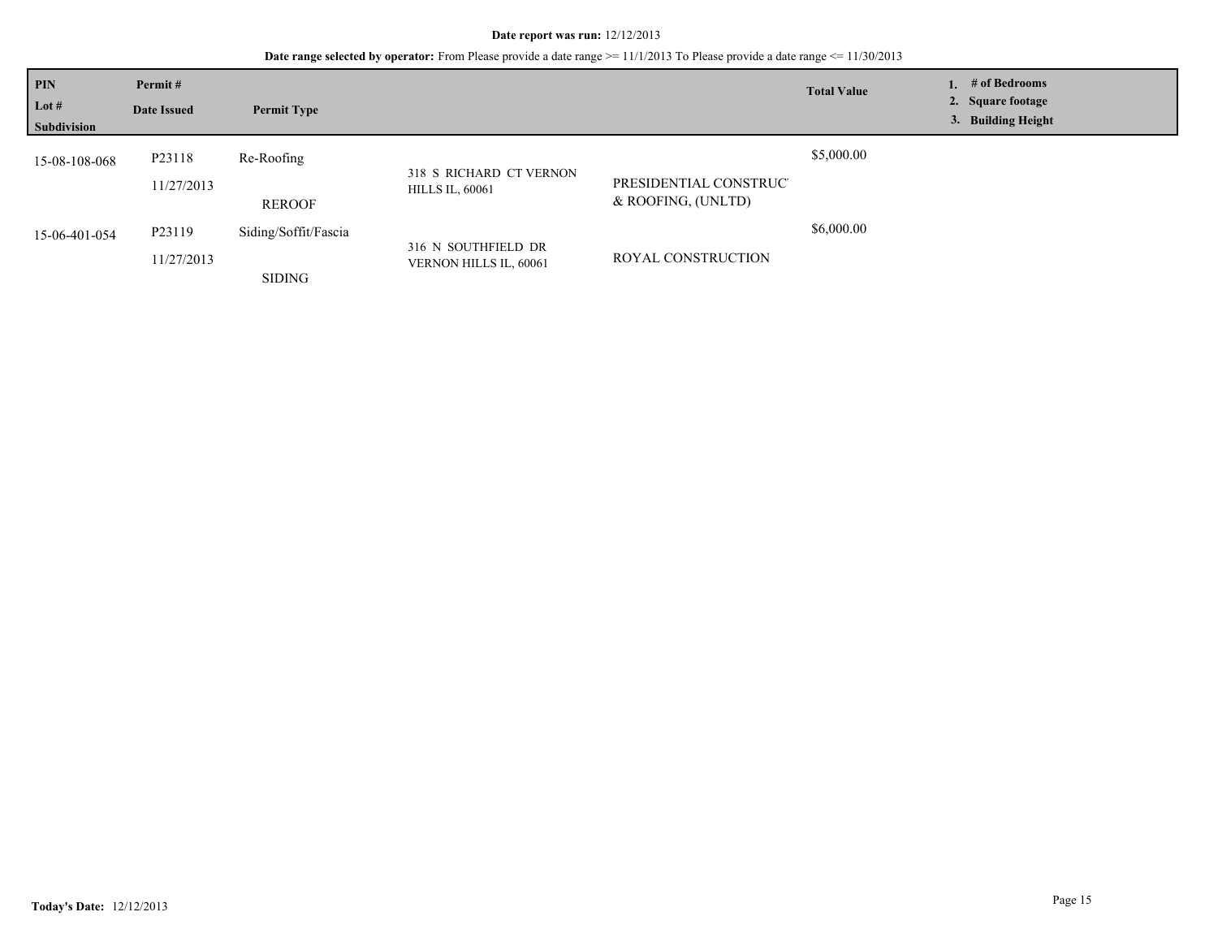**Date report was run:** 12/12/2013

**Date range selected by operator:** From Please provide a date range >= 11/1/2013 To Please provide a date range <= 11/30/2013

| PIN<br>Lot #<br>Subdivision | Permit #<br>Date Issued | Permit Type | | | Total Value | 1. # of Bedrooms<br>2. Square footage<br>3. Building Height |
|---|---|---|---|---|---|---|
| 15-08-108-068 | P23118<br>11/27/2013 | Re-Roofing<br>REROOF | 318 S RICHARD CT VERNON HILLS IL, 60061 | PRESIDENTIAL CONSTRUC & ROOFING, (UNLTD) | $5,000.00 | |
| 15-06-401-054 | P23119<br>11/27/2013 | Siding/Soffit/Fascia<br>SIDING | 316 N SOUTHFIELD DR VERNON HILLS IL, 60061 | ROYAL CONSTRUCTION | $6,000.00 | |

**Today's Date:** 12/12/2013